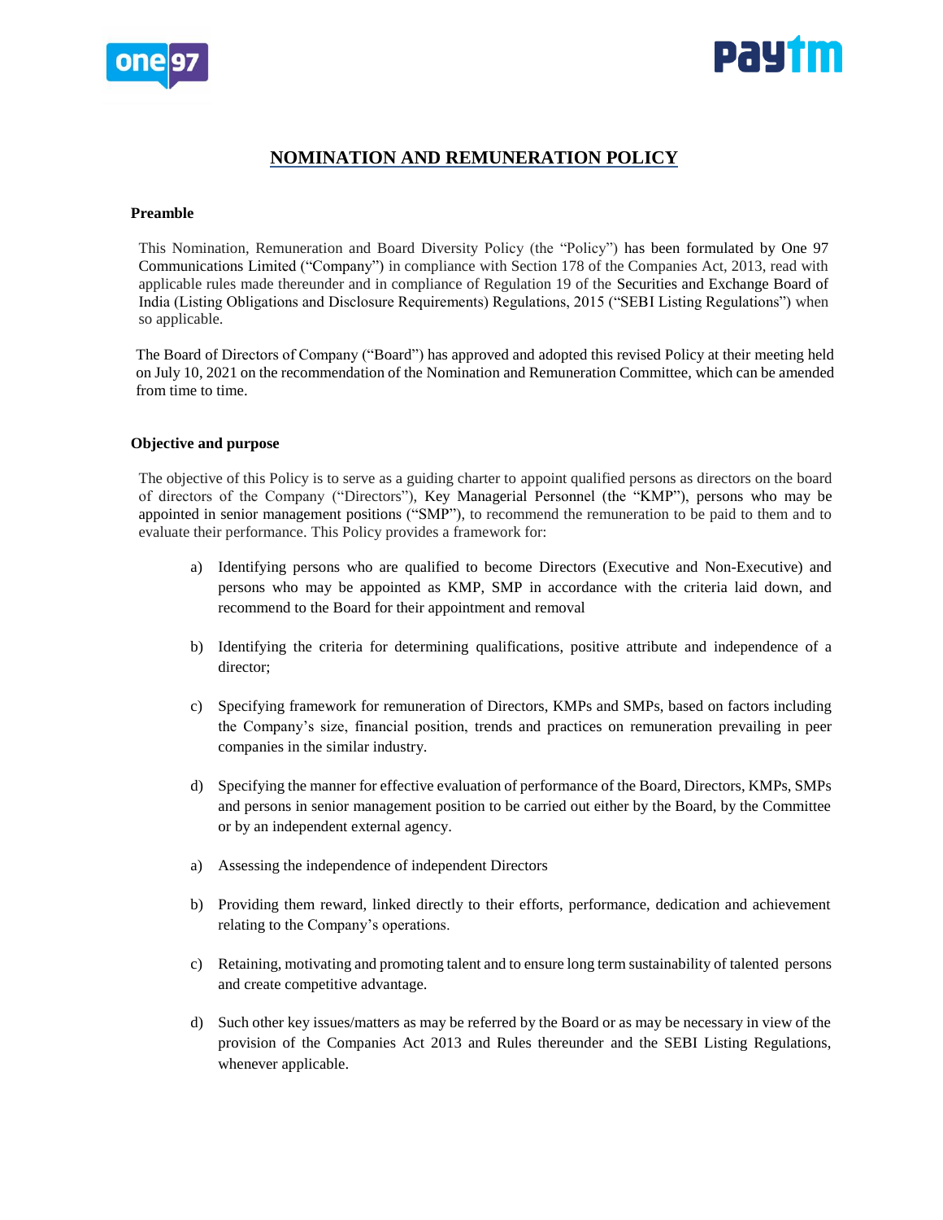# NOMINATION AND REMUNERATION POLICY

**Preamble**

This Nomination, Remuneration and Board Diversity Policy (the "Policy") has been formulated by One 97 Communications Limited ("Company") in compliance with Section 178 of the Companies Act, 2013, read with applicable rules made thereunder and in compliance of Regulation 19 of the Securities and Exchange Board of India (Listing Obligations and Disclosure Requirements) Regulations, 2015 ("SEBI Listing Regulations") when so applicable.

The Board of Directors of Company ("Board") has approved and adopted this revised Policy at their meeting held on July 10, 2021 on the recommendation of the Nomination and Remuneration Committee, which can be amended from time to time.

**Objective and purpose**

The objective of this Policy is to serve as a guiding charter to appoint qualified persons as directors on the board of directors of the Company ("Directors"), Key Managerial Personnel (the "KMP"), persons who may be appointed in senior management positions ("SMP"), to recommend the remuneration to be paid to them and to evaluate their performance. This Policy provides a framework for:

a) Identifying persons who are qualified to become Directors (Executive and Non-Executive) and persons who may be appointed as KMP, SMP in accordance with the criteria laid down, and recommend to the Board for their appointment and removal

b) Identifying the criteria for determining qualifications, positive attribute and independence of a director;

c) Specifying framework for remuneration of Directors, KMPs and SMPs, based on factors including the Company's size, financial position, trends and practices on remuneration prevailing in peer companies in the similar industry.

d) Specifying the manner for effective evaluation of performance of the Board, Directors, KMPs, SMPs and persons in senior management position to be carried out either by the Board, by the Committee or by an independent external agency.

a) Assessing the independence of independent Directors

b) Providing them reward, linked directly to their efforts, performance, dedication and achievement relating to the Company's operations.

c) Retaining, motivating and promoting talent and to ensure long term sustainability of talented persons and create competitive advantage.

d) Such other key issues/matters as may be referred by the Board or as may be necessary in view of the provision of the Companies Act 2013 and Rules thereunder and the SEBI Listing Regulations, whenever applicable.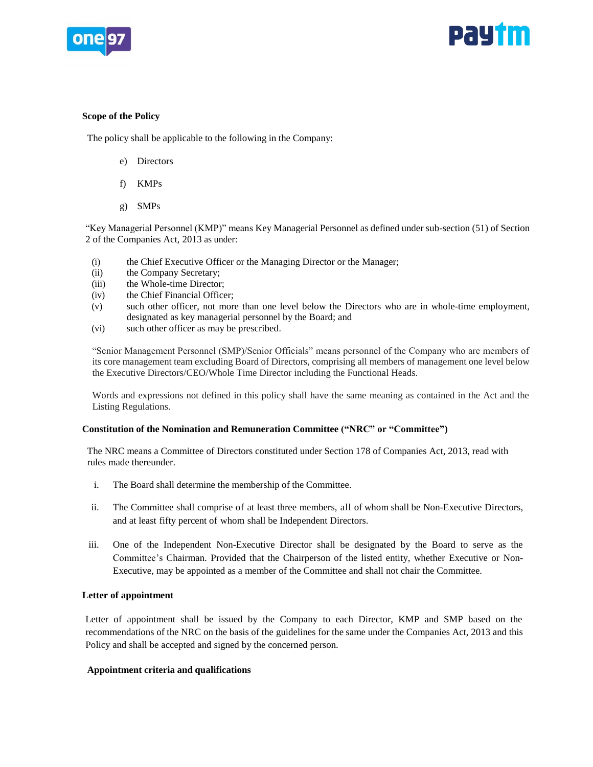**Scope of the Policy**

The policy shall be applicable to the following in the Company:

e) Directors

f) KMPs

g) SMPs

"Key Managerial Personnel (KMP)" means Key Managerial Personnel as defined under sub-section (51) of Section 2 of the Companies Act, 2013 as under:

(i) the Chief Executive Officer or the Managing Director or the Manager;
(ii) the Company Secretary;
(iii) the Whole-time Director;
(iv) the Chief Financial Officer;
(v) such other officer, not more than one level below the Directors who are in whole-time employment, designated as key managerial personnel by the Board; and
(vi) such other officer as may be prescribed.

"Senior Management Personnel (SMP)/Senior Officials" means personnel of the Company who are members of its core management team excluding Board of Directors, comprising all members of management one level below the Executive Directors/CEO/Whole Time Director including the Functional Heads.

Words and expressions not defined in this policy shall have the same meaning as contained in the Act and the Listing Regulations.

**Constitution of the Nomination and Remuneration Committee ("NRC" or "Committee")**

The NRC means a Committee of Directors constituted under Section 178 of Companies Act, 2013, read with rules made thereunder.

i. The Board shall determine the membership of the Committee.

ii. The Committee shall comprise of at least three members, all of whom shall be Non-Executive Directors, and at least fifty percent of whom shall be Independent Directors.

iii. One of the Independent Non-Executive Director shall be designated by the Board to serve as the Committee's Chairman. Provided that the Chairperson of the listed entity, whether Executive or Non-Executive, may be appointed as a member of the Committee and shall not chair the Committee.

**Letter of appointment**

Letter of appointment shall be issued by the Company to each Director, KMP and SMP based on the recommendations of the NRC on the basis of the guidelines for the same under the Companies Act, 2013 and this Policy and shall be accepted and signed by the concerned person.

**Appointment criteria and qualifications**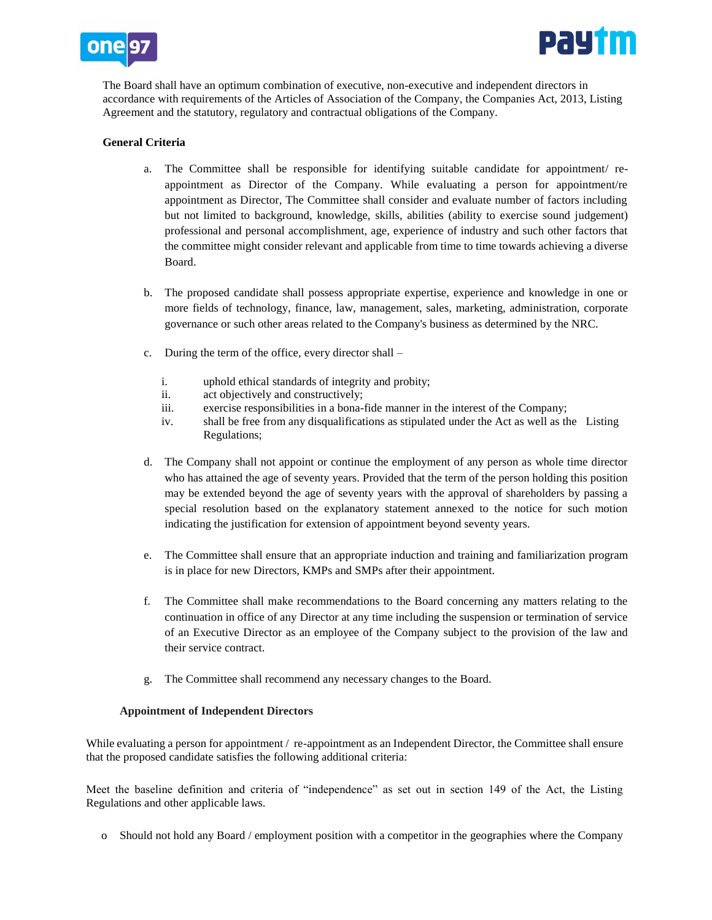The Board shall have an optimum combination of executive, non-executive and independent directors in accordance with requirements of the Articles of Association of the Company, the Companies Act, 2013, Listing Agreement and the statutory, regulatory and contractual obligations of the Company.

**General Criteria**

a. The Committee shall be responsible for identifying suitable candidate for appointment/ re-appointment as Director of the Company. While evaluating a person for appointment/re appointment as Director, The Committee shall consider and evaluate number of factors including but not limited to background, knowledge, skills, abilities (ability to exercise sound judgement) professional and personal accomplishment, age, experience of industry and such other factors that the committee might consider relevant and applicable from time to time towards achieving a diverse Board.

b. The proposed candidate shall possess appropriate expertise, experience and knowledge in one or more fields of technology, finance, law, management, sales, marketing, administration, corporate governance or such other areas related to the Company's business as determined by the NRC.

c. During the term of the office, every director shall –

   i. uphold ethical standards of integrity and probity;
   ii. act objectively and constructively;
   iii. exercise responsibilities in a bona-fide manner in the interest of the Company;
   iv. shall be free from any disqualifications as stipulated under the Act as well as the Listing Regulations;

d. The Company shall not appoint or continue the employment of any person as whole time director who has attained the age of seventy years. Provided that the term of the person holding this position may be extended beyond the age of seventy years with the approval of shareholders by passing a special resolution based on the explanatory statement annexed to the notice for such motion indicating the justification for extension of appointment beyond seventy years.

e. The Committee shall ensure that an appropriate induction and training and familiarization program is in place for new Directors, KMPs and SMPs after their appointment.

f. The Committee shall make recommendations to the Board concerning any matters relating to the continuation in office of any Director at any time including the suspension or termination of service of an Executive Director as an employee of the Company subject to the provision of the law and their service contract.

g. The Committee shall recommend any necessary changes to the Board.

**Appointment of Independent Directors**

While evaluating a person for appointment / re-appointment as an Independent Director, the Committee shall ensure that the proposed candidate satisfies the following additional criteria:

Meet the baseline definition and criteria of "independence" as set out in section 149 of the Act, the Listing Regulations and other applicable laws.

- Should not hold any Board / employment position with a competitor in the geographies where the Company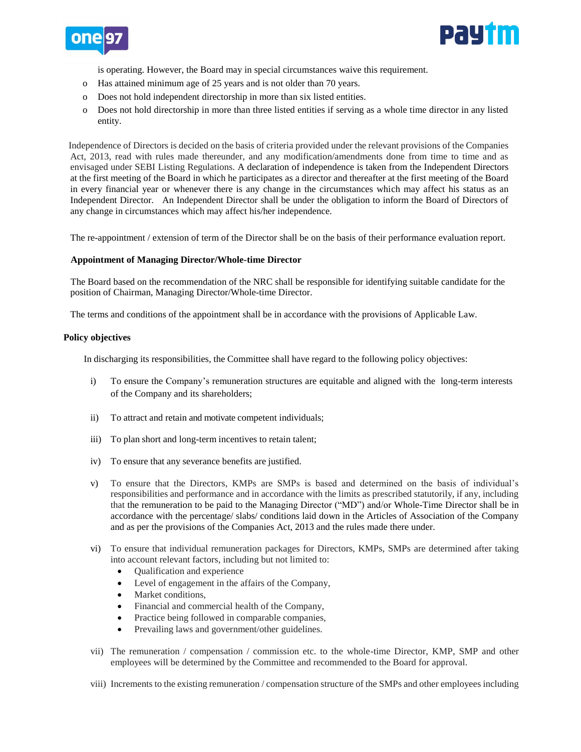is operating. However, the Board may in special circumstances waive this requirement.

- Has attained minimum age of 25 years and is not older than 70 years.
- Does not hold independent directorship in more than six listed entities.
- Does not hold directorship in more than three listed entities if serving as a whole time director in any listed entity.

Independence of Directors is decided on the basis of criteria provided under the relevant provisions of the Companies Act, 2013, read with rules made thereunder, and any modification/amendments done from time to time and as envisaged under SEBI Listing Regulations. A declaration of independence is taken from the Independent Directors at the first meeting of the Board in which he participates as a director and thereafter at the first meeting of the Board in every financial year or whenever there is any change in the circumstances which may affect his status as an Independent Director. An Independent Director shall be under the obligation to inform the Board of Directors of any change in circumstances which may affect his/her independence.

The re-appointment / extension of term of the Director shall be on the basis of their performance evaluation report.

**Appointment of Managing Director/Whole-time Director**

The Board based on the recommendation of the NRC shall be responsible for identifying suitable candidate for the position of Chairman, Managing Director/Whole-time Director.

The terms and conditions of the appointment shall be in accordance with the provisions of Applicable Law.

**Policy objectives**

In discharging its responsibilities, the Committee shall have regard to the following policy objectives:

i) To ensure the Company's remuneration structures are equitable and aligned with the long-term interests of the Company and its shareholders;

ii) To attract and retain and motivate competent individuals;

iii) To plan short and long-term incentives to retain talent;

iv) To ensure that any severance benefits are justified.

v) To ensure that the Directors, KMPs are SMPs is based and determined on the basis of individual's responsibilities and performance and in accordance with the limits as prescribed statutorily, if any, including that the remuneration to be paid to the Managing Director ("MD") and/or Whole-Time Director shall be in accordance with the percentage/ slabs/ conditions laid down in the Articles of Association of the Company and as per the provisions of the Companies Act, 2013 and the rules made there under.

vi) To ensure that individual remuneration packages for Directors, KMPs, SMPs are determined after taking into account relevant factors, including but not limited to:
   - Qualification and experience
   - Level of engagement in the affairs of the Company,
   - Market conditions,
   - Financial and commercial health of the Company,
   - Practice being followed in comparable companies,
   - Prevailing laws and government/other guidelines.

vii) The remuneration / compensation / commission etc. to the whole-time Director, KMP, SMP and other employees will be determined by the Committee and recommended to the Board for approval.

viii) Increments to the existing remuneration / compensation structure of the SMPs and other employees including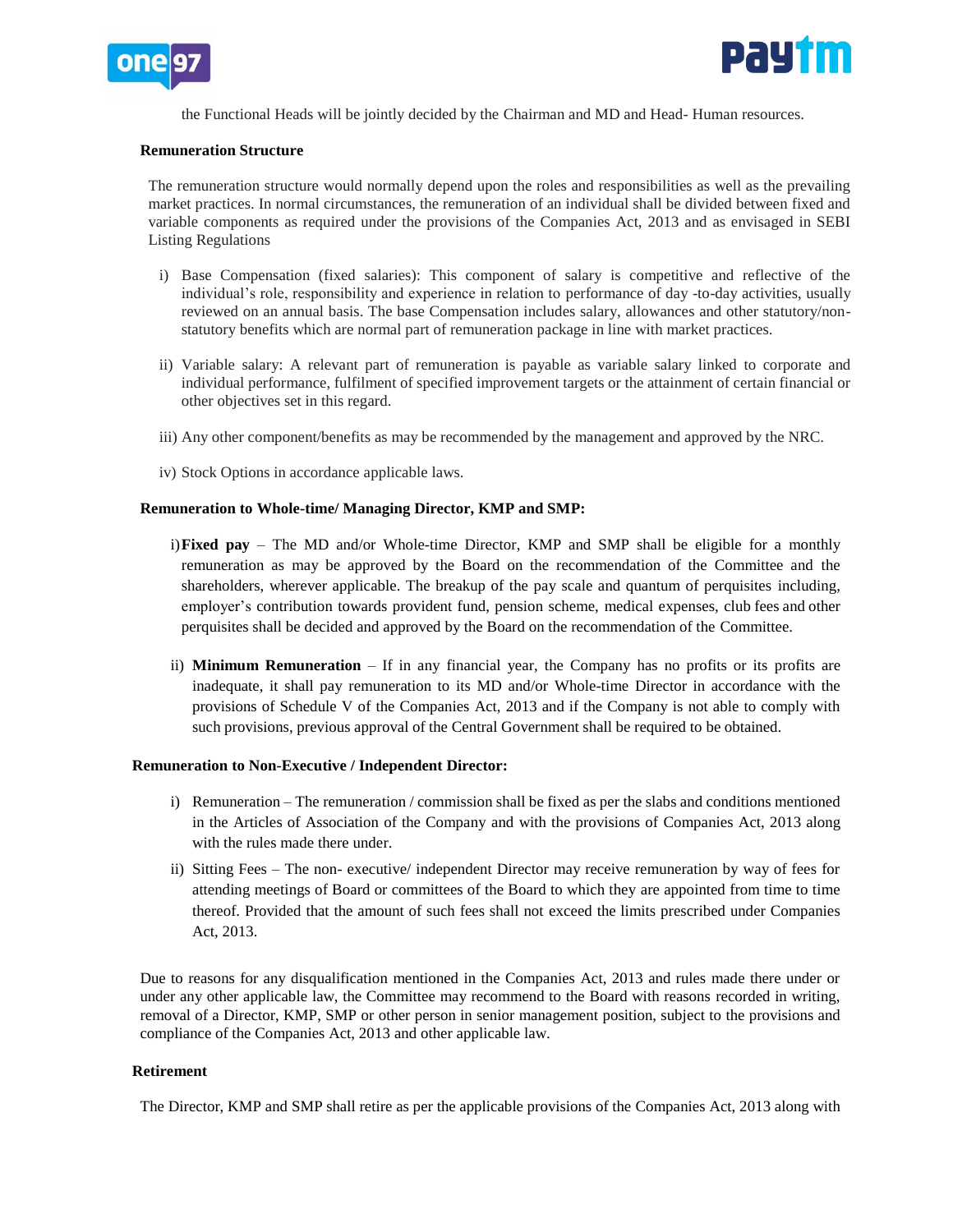the Functional Heads will be jointly decided by the Chairman and MD and Head- Human resources.

**Remuneration Structure**

The remuneration structure would normally depend upon the roles and responsibilities as well as the prevailing market practices. In normal circumstances, the remuneration of an individual shall be divided between fixed and variable components as required under the provisions of the Companies Act, 2013 and as envisaged in SEBI Listing Regulations

i) Base Compensation (fixed salaries): This component of salary is competitive and reflective of the individual's role, responsibility and experience in relation to performance of day -to-day activities, usually reviewed on an annual basis. The base Compensation includes salary, allowances and other statutory/non-statutory benefits which are normal part of remuneration package in line with market practices.

ii) Variable salary: A relevant part of remuneration is payable as variable salary linked to corporate and individual performance, fulfilment of specified improvement targets or the attainment of certain financial or other objectives set in this regard.

iii) Any other component/benefits as may be recommended by the management and approved by the NRC.

iv) Stock Options in accordance applicable laws.

**Remuneration to Whole-time/ Managing Director, KMP and SMP:**

i) **Fixed pay** – The MD and/or Whole-time Director, KMP and SMP shall be eligible for a monthly remuneration as may be approved by the Board on the recommendation of the Committee and the shareholders, wherever applicable. The breakup of the pay scale and quantum of perquisites including, employer's contribution towards provident fund, pension scheme, medical expenses, club fees and other perquisites shall be decided and approved by the Board on the recommendation of the Committee.

ii) **Minimum Remuneration** – If in any financial year, the Company has no profits or its profits are inadequate, it shall pay remuneration to its MD and/or Whole-time Director in accordance with the provisions of Schedule V of the Companies Act, 2013 and if the Company is not able to comply with such provisions, previous approval of the Central Government shall be required to be obtained.

**Remuneration to Non-Executive / Independent Director:**

i) Remuneration – The remuneration / commission shall be fixed as per the slabs and conditions mentioned in the Articles of Association of the Company and with the provisions of Companies Act, 2013 along with the rules made there under.

ii) Sitting Fees – The non- executive/ independent Director may receive remuneration by way of fees for attending meetings of Board or committees of the Board to which they are appointed from time to time thereof. Provided that the amount of such fees shall not exceed the limits prescribed under Companies Act, 2013.

Due to reasons for any disqualification mentioned in the Companies Act, 2013 and rules made there under or under any other applicable law, the Committee may recommend to the Board with reasons recorded in writing, removal of a Director, KMP, SMP or other person in senior management position, subject to the provisions and compliance of the Companies Act, 2013 and other applicable law.

**Retirement**

The Director, KMP and SMP shall retire as per the applicable provisions of the Companies Act, 2013 along with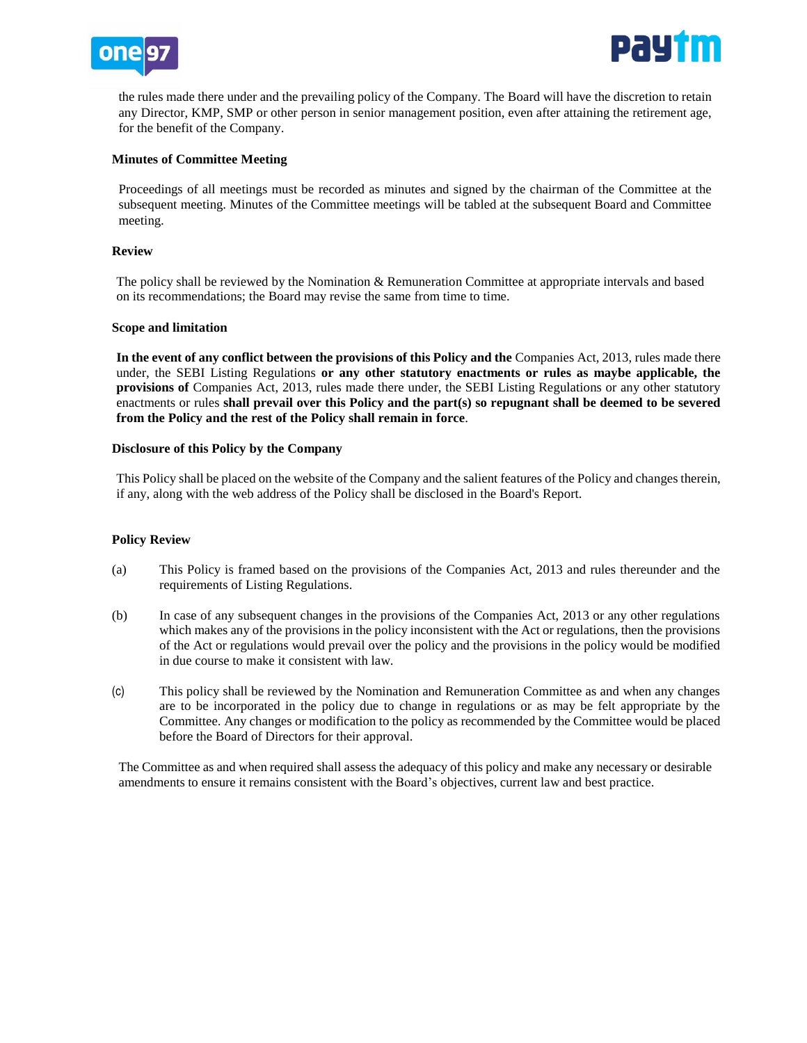the rules made there under and the prevailing policy of the Company. The Board will have the discretion to retain any Director, KMP, SMP or other person in senior management position, even after attaining the retirement age, for the benefit of the Company.

**Minutes of Committee Meeting**

Proceedings of all meetings must be recorded as minutes and signed by the chairman of the Committee at the subsequent meeting. Minutes of the Committee meetings will be tabled at the subsequent Board and Committee meeting.

**Review**

The policy shall be reviewed by the Nomination & Remuneration Committee at appropriate intervals and based on its recommendations; the Board may revise the same from time to time.

**Scope and limitation**

**In the event of any conflict between the provisions of this Policy and the** Companies Act, 2013, rules made there under, the SEBI Listing Regulations **or any other statutory enactments or rules as maybe applicable, the provisions of** Companies Act, 2013, rules made there under, the SEBI Listing Regulations or any other statutory enactments or rules **shall prevail over this Policy and the part(s) so repugnant shall be deemed to be severed from the Policy and the rest of the Policy shall remain in force**.

**Disclosure of this Policy by the Company**

This Policy shall be placed on the website of the Company and the salient features of the Policy and changes therein, if any, along with the web address of the Policy shall be disclosed in the Board's Report.

**Policy Review**

(a) This Policy is framed based on the provisions of the Companies Act, 2013 and rules thereunder and the requirements of Listing Regulations.

(b) In case of any subsequent changes in the provisions of the Companies Act, 2013 or any other regulations which makes any of the provisions in the policy inconsistent with the Act or regulations, then the provisions of the Act or regulations would prevail over the policy and the provisions in the policy would be modified in due course to make it consistent with law.

(c) This policy shall be reviewed by the Nomination and Remuneration Committee as and when any changes are to be incorporated in the policy due to change in regulations or as may be felt appropriate by the Committee. Any changes or modification to the policy as recommended by the Committee would be placed before the Board of Directors for their approval.

The Committee as and when required shall assess the adequacy of this policy and make any necessary or desirable amendments to ensure it remains consistent with the Board's objectives, current law and best practice.